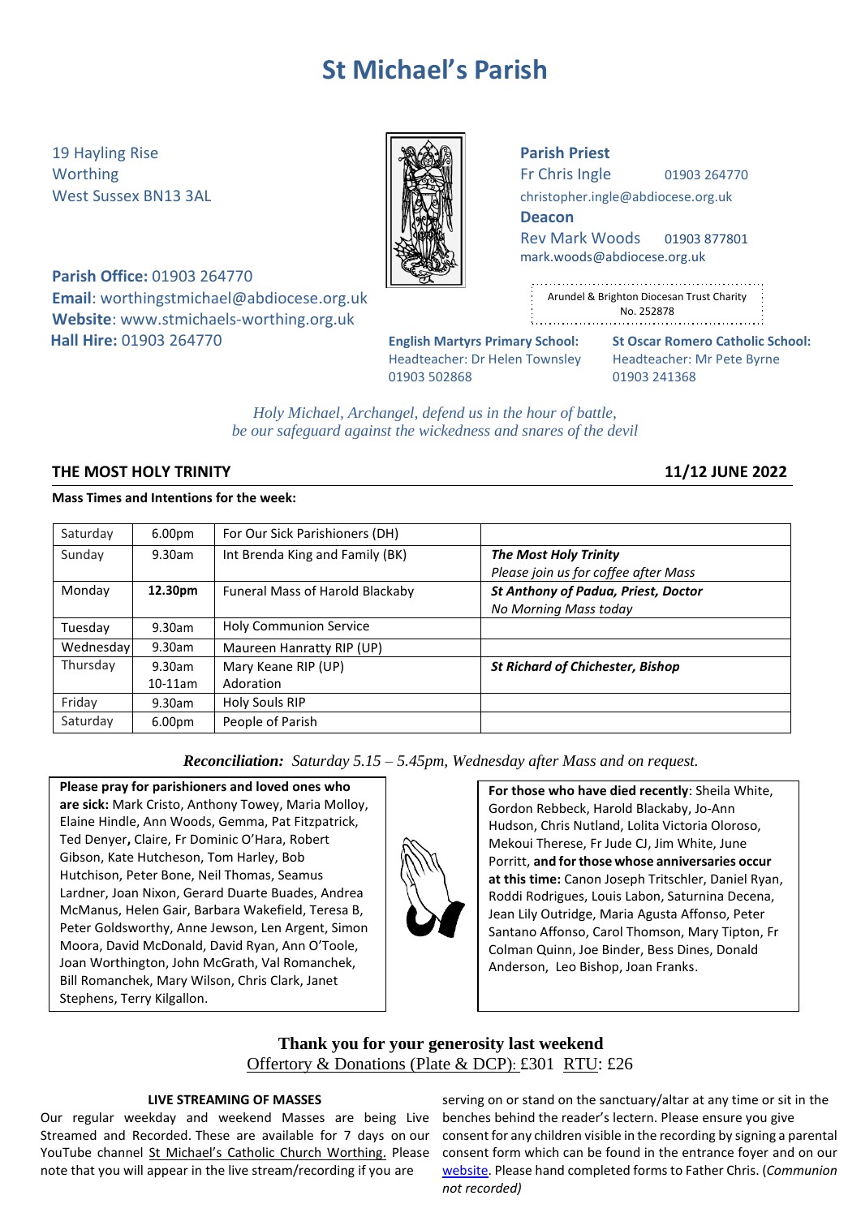# St Michael's Parish

19 Hayling Rise
Worthing
West Sussex BN13 3AL

**Parish Office:** 01903 264770
**Email**: worthingstmichael@abdiocese.org.uk
**Website**: www.stmichaels-worthing.org.uk
**Hall Hire:** 01903 264770

**Parish Priest**
Fr Chris Ingle 01903 264770
christopher.ingle@abdiocese.org.uk
**Deacon**
Rev Mark Woods 01903 877801
mark.woods@abdiocese.org.uk

Arundel & Brighton Diocesan Trust Charity No. 252878

**English Martyrs Primary School:**
Headteacher: Dr Helen Townsley
01903 502868

**St Oscar Romero Catholic School:**
Headteacher: Mr Pete Byrne
01903 241368

*Holy Michael, Archangel, defend us in the hour of battle,*
*be our safeguard against the wickedness and snares of the devil*

## THE MOST HOLY TRINITY — 11/12 JUNE 2022

**Mass Times and Intentions for the week:**

| | | | |
|---|---|---|---|
| Saturday | 6.00pm | For Our Sick Parishioners (DH) | |
| Sunday | 9.30am | Int Brenda King and Family (BK) | ***The Most Holy Trinity***<br>*Please join us for coffee after Mass* |
| Monday | **12.30pm** | Funeral Mass of Harold Blackaby | ***St Anthony of Padua, Priest, Doctor***<br>*No Morning Mass today* |
| Tuesday | 9.30am | Holy Communion Service | |
| Wednesday | 9.30am | Maureen Hanratty RIP (UP) | |
| Thursday | 9.30am<br>10-11am | Mary Keane RIP (UP)<br>Adoration | ***St Richard of Chichester, Bishop*** |
| Friday | 9.30am | Holy Souls RIP | |
| Saturday | 6.00pm | People of Parish | |

***Reconciliation:*** *Saturday 5.15 – 5.45pm, Wednesday after Mass and on request.*

**Please pray for parishioners and loved ones who are sick:** Mark Cristo, Anthony Towey, Maria Molloy, Elaine Hindle, Ann Woods, Gemma, Pat Fitzpatrick, Ted Denyer**,** Claire, Fr Dominic O'Hara, Robert Gibson, Kate Hutcheson, Tom Harley, Bob Hutchison, Peter Bone, Neil Thomas, Seamus Lardner, Joan Nixon, Gerard Duarte Buades, Andrea McManus, Helen Gair, Barbara Wakefield, Teresa B, Peter Goldsworthy, Anne Jewson, Len Argent, Simon Moora, David McDonald, David Ryan, Ann O'Toole, Joan Worthington, John McGrath, Val Romanchek, Bill Romanchek, Mary Wilson, Chris Clark, Janet Stephens, Terry Kilgallon.

**For those who have died recently**: Sheila White, Gordon Rebbeck, Harold Blackaby, Jo-Ann Hudson, Chris Nutland, Lolita Victoria Oloroso, Mekoui Therese, Fr Jude CJ, Jim White, June Porritt, **and for those whose anniversaries occur at this time:** Canon Joseph Tritschler, Daniel Ryan, Roddi Rodrigues, Louis Labon, Saturnina Decena, Jean Lily Outridge, Maria Agusta Affonso, Peter Santano Affonso, Carol Thomson, Mary Tipton, Fr Colman Quinn, Joe Binder, Bess Dines, Donald Anderson, Leo Bishop, Joan Franks.

**Thank you for your generosity last weekend**
Offertory & Donations (Plate & DCP): £301 RTU: £26

#### LIVE STREAMING OF MASSES

Our regular weekday and weekend Masses are being Live Streamed and Recorded. These are available for 7 days on our YouTube channel St Michael's Catholic Church Worthing. Please note that you will appear in the live stream/recording if you are serving on or stand on the sanctuary/altar at any time or sit in the benches behind the reader's lectern. Please ensure you give consent for any children visible in the recording by signing a parental consent form which can be found in the entrance foyer and on our website. Please hand completed forms to Father Chris. (*Communion not recorded)*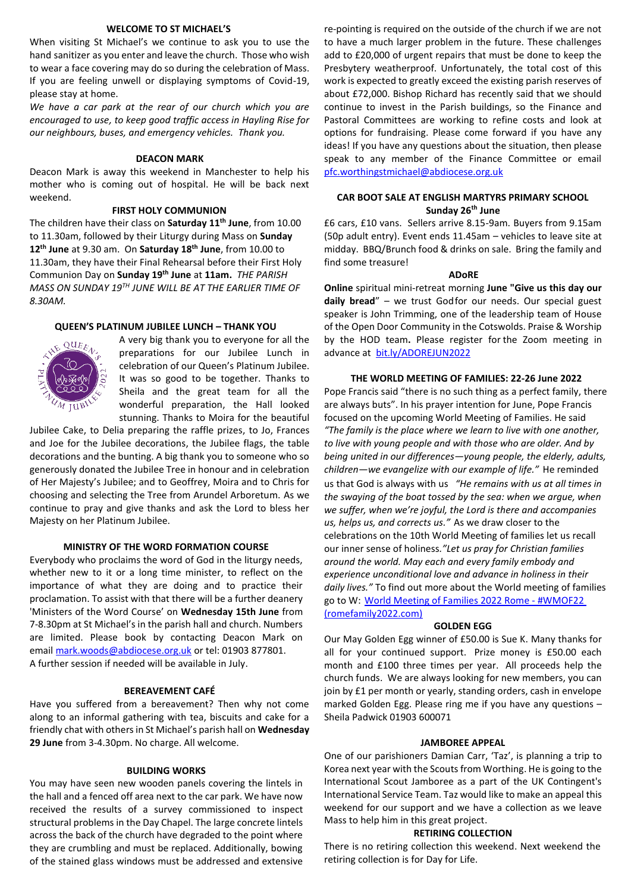## WELCOME TO ST MICHAEL'S

When visiting St Michael's we continue to ask you to use the hand sanitizer as you enter and leave the church. Those who wish to wear a face covering may do so during the celebration of Mass. If you are feeling unwell or displaying symptoms of Covid-19, please stay at home.

*We have a car park at the rear of our church which you are encouraged to use, to keep good traffic access in Hayling Rise for our neighbours, buses, and emergency vehicles. Thank you.*

## DEACON MARK

Deacon Mark is away this weekend in Manchester to help his mother who is coming out of hospital. He will be back next weekend.

## FIRST HOLY COMMUNION

The children have their class on **Saturday 11th June**, from 10.00 to 11.30am, followed by their Liturgy during Mass on **Sunday 12th June** at 9.30 am. On **Saturday 18th June**, from 10.00 to 11.30am, they have their Final Rehearsal before their First Holy Communion Day on **Sunday 19th June** at **11am.** *THE PARISH MASS ON SUNDAY 19TH JUNE WILL BE AT THE EARLIER TIME OF 8.30AM.*

## QUEEN'S PLATINUM JUBILEE LUNCH – THANK YOU

A very big thank you to everyone for all the preparations for our Jubilee Lunch in celebration of our Queen's Platinum Jubilee. It was so good to be together. Thanks to Sheila and the great team for all the wonderful preparation, the Hall looked stunning. Thanks to Moira for the beautiful Jubilee Cake, to Delia preparing the raffle prizes, to Jo, Frances and Joe for the Jubilee decorations, the Jubilee flags, the table decorations and the bunting. A big thank you to someone who so generously donated the Jubilee Tree in honour and in celebration of Her Majesty's Jubilee; and to Geoffrey, Moira and to Chris for choosing and selecting the Tree from Arundel Arboretum. As we continue to pray and give thanks and ask the Lord to bless her Majesty on her Platinum Jubilee.

## MINISTRY OF THE WORD FORMATION COURSE

Everybody who proclaims the word of God in the liturgy needs, whether new to it or a long time minister, to reflect on the importance of what they are doing and to practice their proclamation. To assist with that there will be a further deanery 'Ministers of the Word Course' on **Wednesday 15th June** from 7-8.30pm at St Michael's in the parish hall and church. Numbers are limited. Please book by contacting Deacon Mark on email mark.woods@abdiocese.org.uk or tel: 01903 877801.
A further session if needed will be available in July.

## BEREAVEMENT CAFÉ

Have you suffered from a bereavement? Then why not come along to an informal gathering with tea, biscuits and cake for a friendly chat with others in St Michael's parish hall on **Wednesday 29 June** from 3-4.30pm. No charge. All welcome.

## BUILDING WORKS

You may have seen new wooden panels covering the lintels in the hall and a fenced off area next to the car park. We have now received the results of a survey commissioned to inspect structural problems in the Day Chapel. The large concrete lintels across the back of the church have degraded to the point where they are crumbling and must be replaced. Additionally, bowing of the stained glass windows must be addressed and extensive re-pointing is required on the outside of the church if we are not to have a much larger problem in the future. These challenges add to £20,000 of urgent repairs that must be done to keep the Presbytery weatherproof. Unfortunately, the total cost of this work is expected to greatly exceed the existing parish reserves of about £72,000. Bishop Richard has recently said that we should continue to invest in the Parish buildings, so the Finance and Pastoral Committees are working to refine costs and look at options for fundraising. Please come forward if you have any ideas! If you have any questions about the situation, then please speak to any member of the Finance Committee or email pfc.worthingstmichael@abdiocese.org.uk

## CAR BOOT SALE AT ENGLISH MARTYRS PRIMARY SCHOOL Sunday 26th June

£6 cars, £10 vans. Sellers arrive 8.15-9am. Buyers from 9.15am (50p adult entry). Event ends 11.45am – vehicles to leave site at midday. BBQ/Brunch food & drinks on sale. Bring the family and find some treasure!

## ADoRE

**Online** spiritual mini-retreat morning **June "Give us this day our daily bread**" – we trust God for our needs. Our special guest speaker is John Trimming, one of the leadership team of House of the Open Door Community in the Cotswolds. Praise & Worship by the HOD team**.** Please register for the Zoom meeting in advance at bit.ly/ADOREJUN2022

## THE WORLD MEETING OF FAMILIES: 22-26 June 2022

Pope Francis said "there is no such thing as a perfect family, there are always buts". In his prayer intention for June, Pope Francis focused on the upcoming World Meeting of Families. He said *"The family is the place where we learn to live with one another, to live with young people and with those who are older. And by being united in our differences—young people, the elderly, adults, children—we evangelize with our example of life."* He reminded us that God is always with us *"He remains with us at all times in the swaying of the boat tossed by the sea: when we argue, when we suffer, when we're joyful, the Lord is there and accompanies us, helps us, and corrects us."* As we draw closer to the celebrations on the 10th World Meeting of families let us recall our inner sense of holiness.*"Let us pray for Christian families around the world. May each and every family embody and experience unconditional love and advance in holiness in their daily lives."* To find out more about the World meeting of families go to W: World Meeting of Families 2022 Rome - #WMOF22 (romefamily2022.com)

## GOLDEN EGG

Our May Golden Egg winner of £50.00 is Sue K. Many thanks for all for your continued support. Prize money is £50.00 each month and £100 three times per year. All proceeds help the church funds. We are always looking for new members, you can join by £1 per month or yearly, standing orders, cash in envelope marked Golden Egg. Please ring me if you have any questions – Sheila Padwick 01903 600071

## JAMBOREE APPEAL

One of our parishioners Damian Carr, 'Taz', is planning a trip to Korea next year with the Scouts from Worthing. He is going to the International Scout Jamboree as a part of the UK Contingent's International Service Team. Taz would like to make an appeal this weekend for our support and we have a collection as we leave Mass to help him in this great project.

## RETIRING COLLECTION

There is no retiring collection this weekend. Next weekend the retiring collection is for Day for Life.